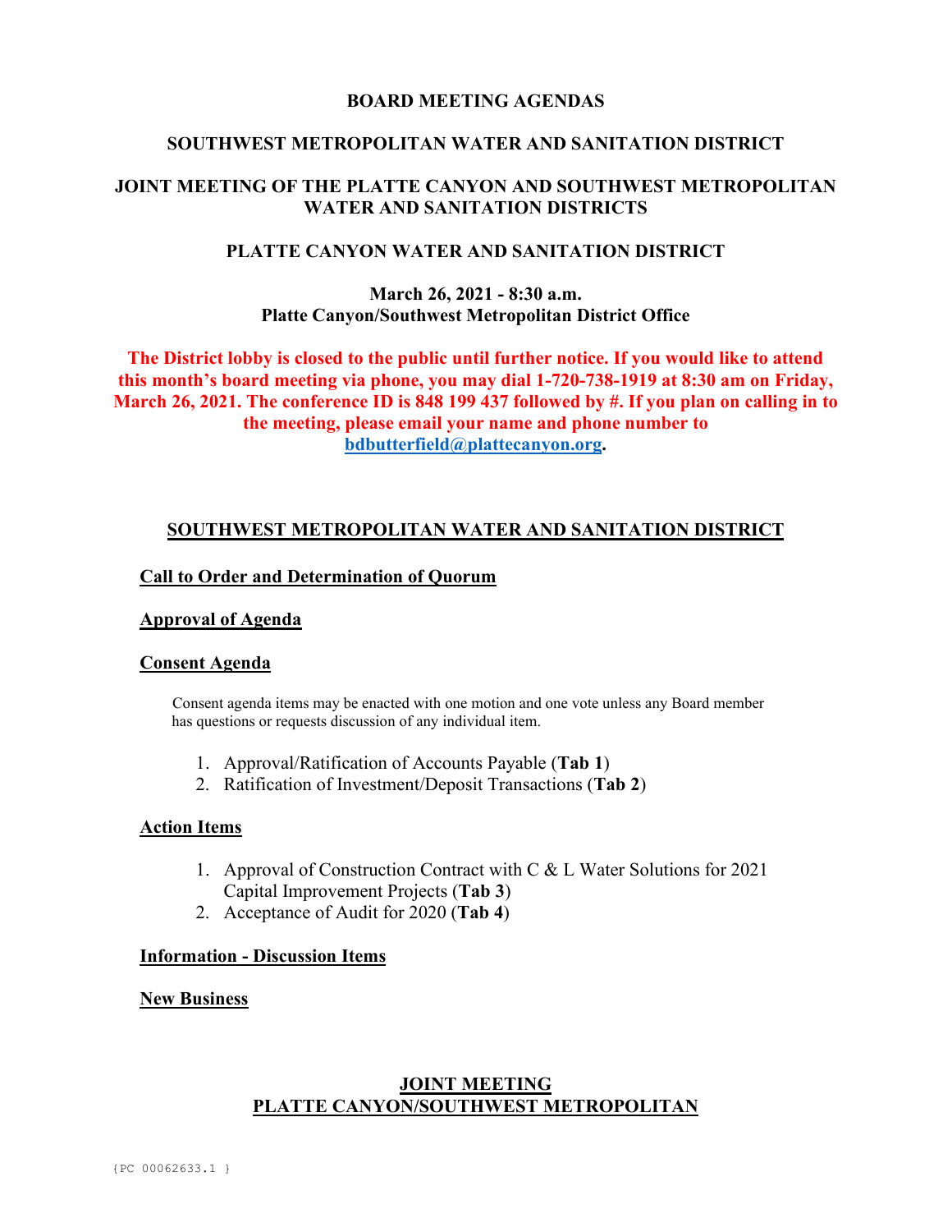# BOARD MEETING AGENDAS

## SOUTHWEST METROPOLITAN WATER AND SANITATION DISTRICT

## JOINT MEETING OF THE PLATTE CANYON AND SOUTHWEST METROPOLITAN WATER AND SANITATION DISTRICTS

## PLATTE CANYON WATER AND SANITATION DISTRICT

**March 26, 2021 - 8:30 a.m.**
**Platte Canyon/Southwest Metropolitan District Office**

**The District lobby is closed to the public until further notice. If you would like to attend this month's board meeting via phone, you may dial 1-720-738-1919 at 8:30 am on Friday, March 26, 2021. The conference ID is 848 199 437 followed by #. If you plan on calling in to the meeting, please email your name and phone number to bdbutterfield@plattecanyon.org.**

## SOUTHWEST METROPOLITAN WATER AND SANITATION DISTRICT

### Call to Order and Determination of Quorum

### Approval of Agenda

### Consent Agenda

Consent agenda items may be enacted with one motion and one vote unless any Board member has questions or requests discussion of any individual item.

1. Approval/Ratification of Accounts Payable (**Tab 1**)
2. Ratification of Investment/Deposit Transactions (**Tab 2**)

### Action Items

1. Approval of Construction Contract with C & L Water Solutions for 2021 Capital Improvement Projects (**Tab 3**)
2. Acceptance of Audit for 2020 (**Tab 4**)

### Information - Discussion Items

### New Business

## JOINT MEETING
## PLATTE CANYON/SOUTHWEST METROPOLITAN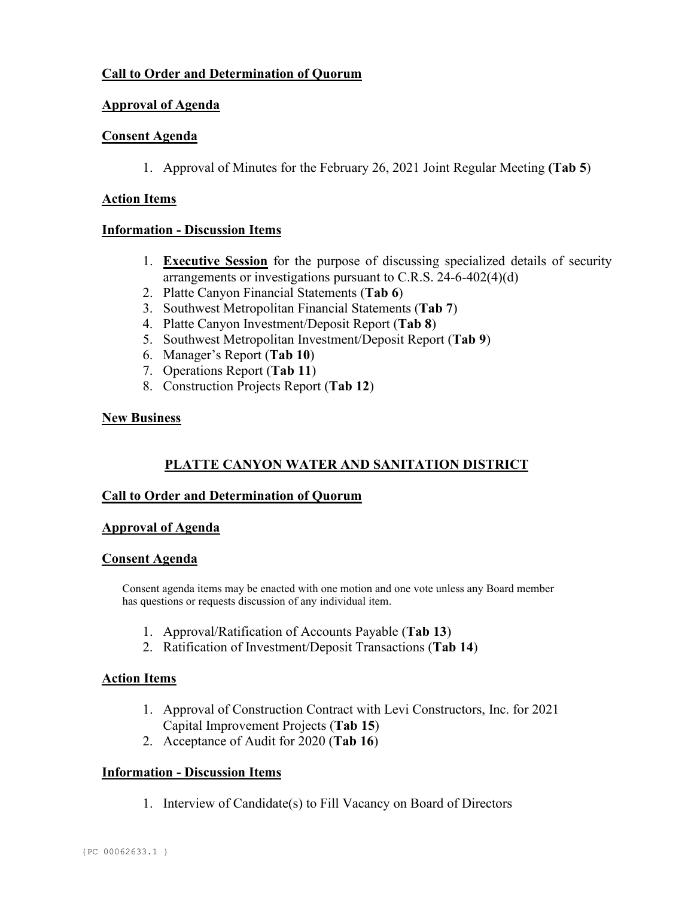**Call to Order and Determination of Quorum**

**Approval of Agenda**

**Consent Agenda**

1. Approval of Minutes for the February 26, 2021 Joint Regular Meeting **(Tab 5)**

**Action Items**

**Information - Discussion Items**

1. **Executive Session** for the purpose of discussing specialized details of security arrangements or investigations pursuant to C.R.S. 24-6-402(4)(d)
2. Platte Canyon Financial Statements (**Tab 6**)
3. Southwest Metropolitan Financial Statements (**Tab 7**)
4. Platte Canyon Investment/Deposit Report (**Tab 8**)
5. Southwest Metropolitan Investment/Deposit Report (**Tab 9**)
6. Manager's Report (**Tab 10**)
7. Operations Report (**Tab 11**)
8. Construction Projects Report (**Tab 12**)

**New Business**

## PLATTE CANYON WATER AND SANITATION DISTRICT

**Call to Order and Determination of Quorum**

**Approval of Agenda**

**Consent Agenda**

Consent agenda items may be enacted with one motion and one vote unless any Board member has questions or requests discussion of any individual item.

1. Approval/Ratification of Accounts Payable (**Tab 13**)
2. Ratification of Investment/Deposit Transactions (**Tab 14**)

**Action Items**

1. Approval of Construction Contract with Levi Constructors, Inc. for 2021 Capital Improvement Projects (**Tab 15**)
2. Acceptance of Audit for 2020 (**Tab 16**)

**Information - Discussion Items**

1. Interview of Candidate(s) to Fill Vacancy on Board of Directors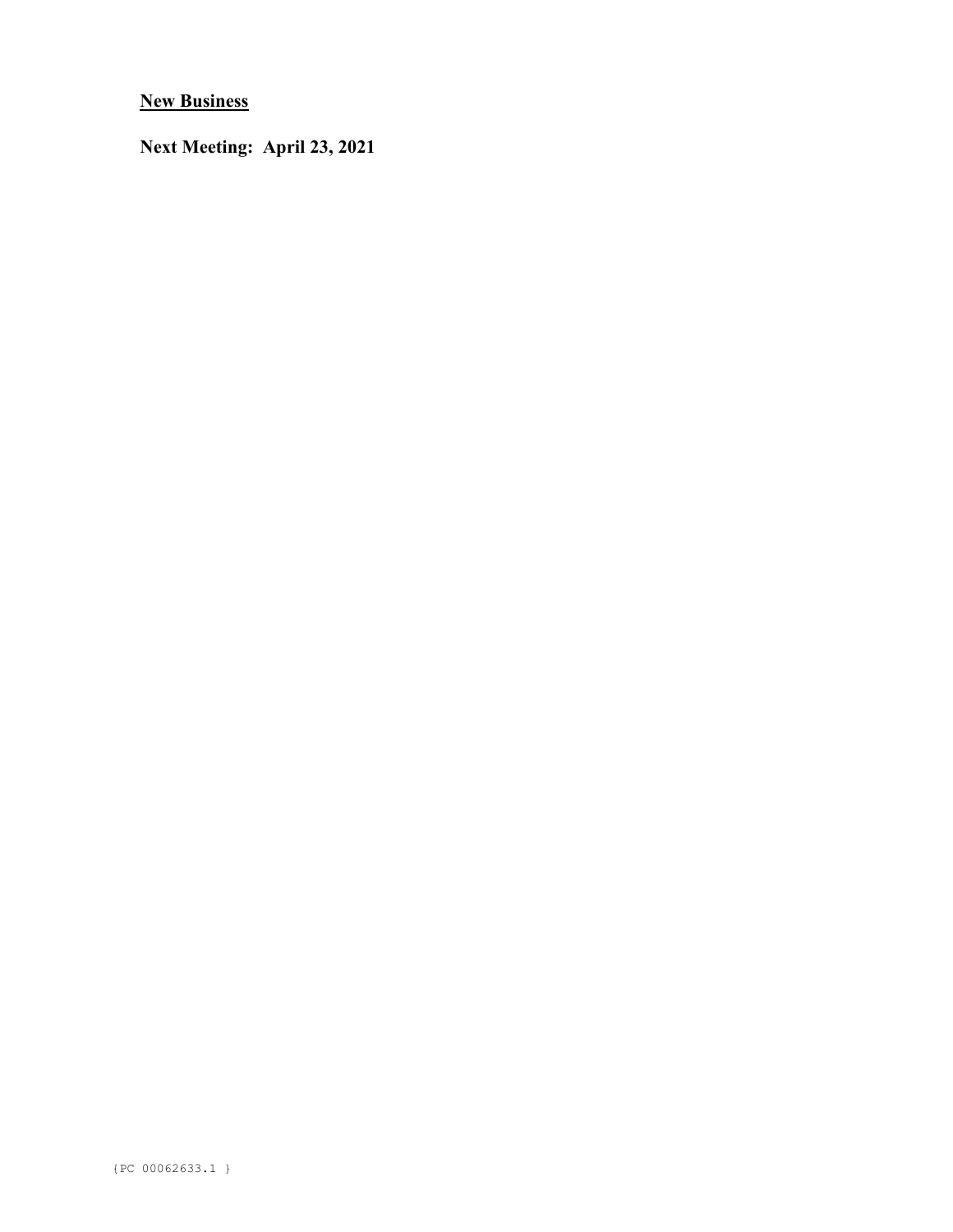**<u>New Business</u>**

**Next Meeting: April 23, 2021**

{PC 00062633.1 }